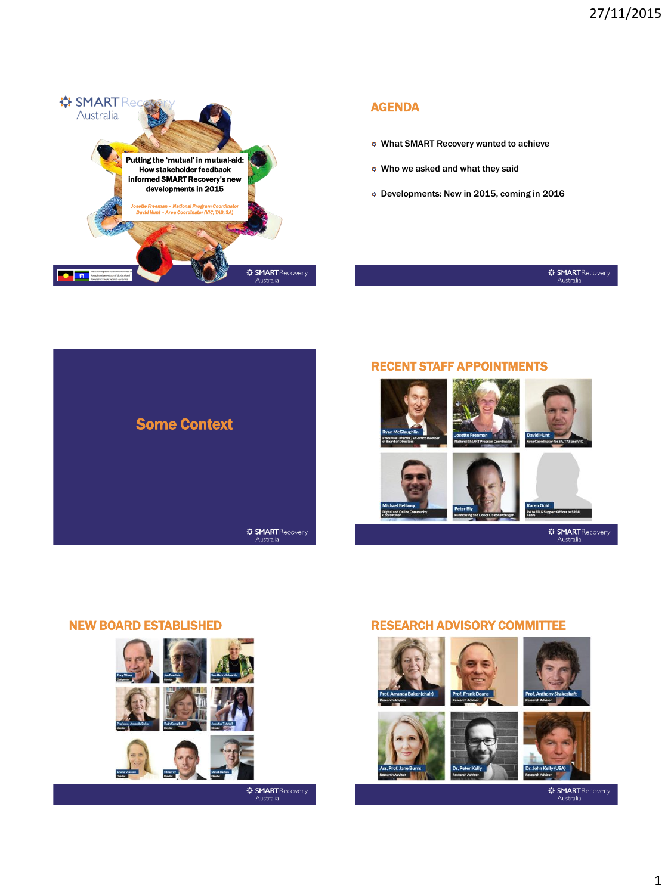27/11/2015

SMART Recovery Australia

**Putting the 'mutual' in mutual-aid: How stakeholder feedback informed SMART Recovery's new developments in 2015**

*Josette Freeman – National Program Coordinator*
*David Hunt – Area Coordinator (VIC, TAS, SA)*

## AGENDA

- What SMART Recovery wanted to achieve
- Who we asked and what they said
- Developments: New in 2015, coming in 2016

## Some Context

## RECENT STAFF APPOINTMENTS

- Ryan McGlaughlin – Executive Director / Ex-officio member of Board of Directors
- Josette Freeman – National SMART Program Coordinator
- David Hunt – Area Coordinator for SA, TAS and VIC
- Michael Bellamy – Digital and Online Community Coordinator
- Peter Bly – Fundraising and Donor Liaison Manager
- Karen Gold – PA to ED & Support Officer to SRAU Team

## NEW BOARD ESTABLISHED

- Tony Weiss – Chairperson
- Joe Gerstein – Director
- Sue Henry-Edwards – Director
- Professor Amanda Baker – Director
- Ruth Campbell – Director
- Jennifer Tabakoff – Director
- Emma Vincent – Director
- Mike Fry – Director
- David Barton – Director

## RESEARCH ADVISORY COMMITTEE

- Prof. Amanda Baker (chair) – Research Advisor
- Prof. Frank Deane – Research Advisor
- Prof. Anthony Shakeshaft – Research Advisor
- Ass. Prof. Jane Burns – Research Advisor
- Dr. Peter Kelly – Research Advisor
- Dr. John Kelly (USA) – Research Advisor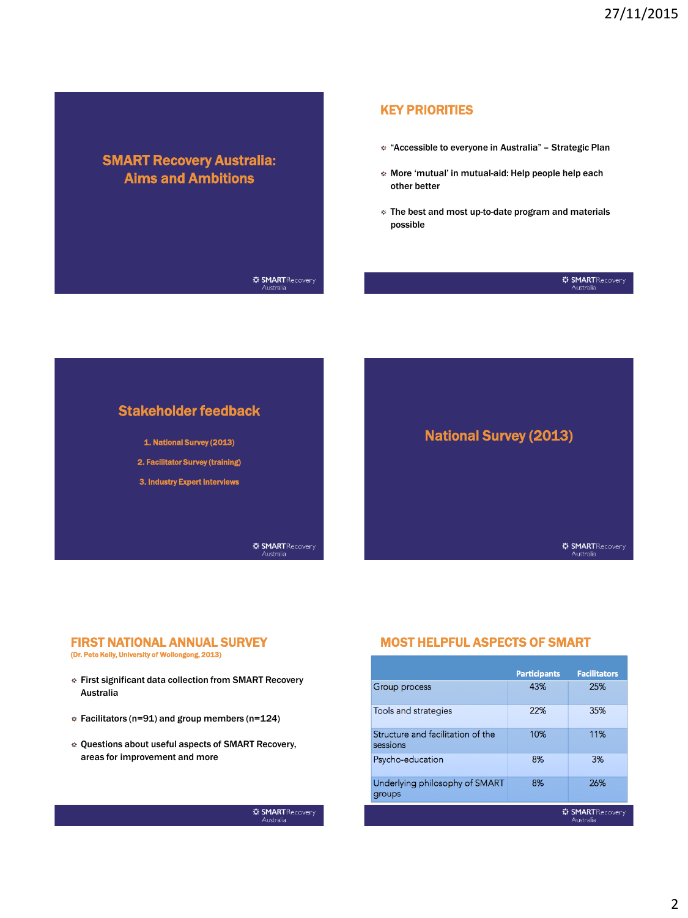## SMART Recovery Australia: Aims and Ambitions

## KEY PRIORITIES

- "Accessible to everyone in Australia" – Strategic Plan
- More 'mutual' in mutual-aid: Help people help each other better
- The best and most up-to-date program and materials possible

## Stakeholder feedback

1. National Survey (2013)
2. Facilitator Survey (training)
3. Industry Expert Interviews

## National Survey (2013)

## FIRST NATIONAL ANNUAL SURVEY

(Dr. Pete Kelly, University of Wollongong, 2013)

- First significant data collection from SMART Recovery Australia
- Facilitators (n=91) and group members (n=124)
- Questions about useful aspects of SMART Recovery, areas for improvement and more

## MOST HELPFUL ASPECTS OF SMART

| | Participants | Facilitators |
|---|---|---|
| Group process | 43% | 25% |
| Tools and strategies | 22% | 35% |
| Structure and facilitation of the sessions | 10% | 11% |
| Psycho-education | 8% | 3% |
| Underlying philosophy of SMART groups | 8% | 26% |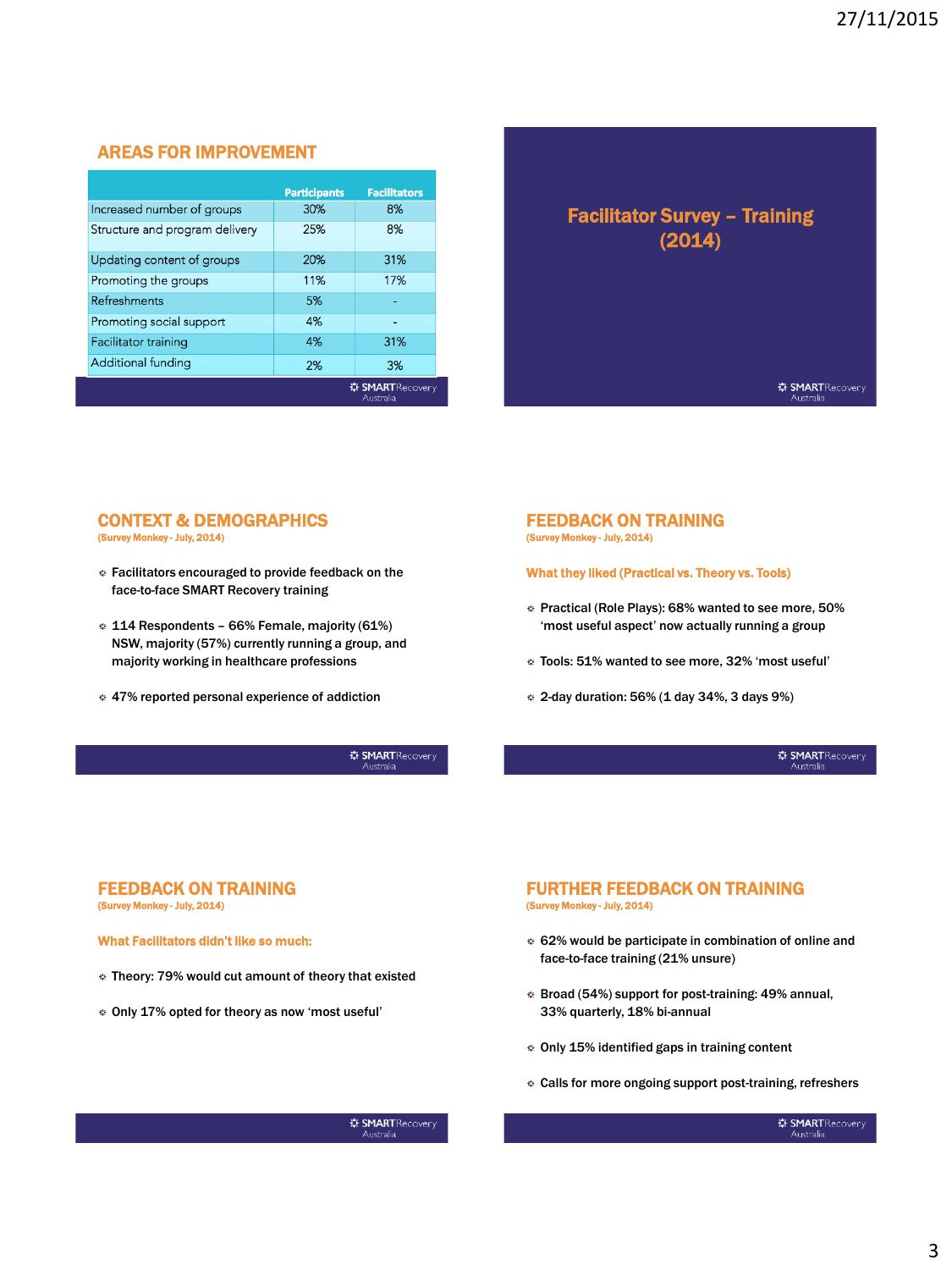## AREAS FOR IMPROVEMENT

| | Participants | Facilitators |
|---|---|---|
| Increased number of groups | 30% | 8% |
| Structure and program delivery | 25% | 8% |
| Updating content of groups | 20% | 31% |
| Promoting the groups | 11% | 17% |
| Refreshments | 5% | - |
| Promoting social support | 4% | - |
| Facilitator training | 4% | 31% |
| Additional funding | 2% | 3% |

## Facilitator Survey – Training (2014)

## CONTEXT & DEMOGRAPHICS

(Survey Monkey - July, 2014)

- Facilitators encouraged to provide feedback on the face-to-face SMART Recovery training
- 114 Respondents – 66% Female, majority (61%) NSW, majority (57%) currently running a group, and majority working in healthcare professions
- 47% reported personal experience of addiction

## FEEDBACK ON TRAINING

(Survey Monkey - July, 2014)

**What they liked (Practical vs. Theory vs. Tools)**

- Practical (Role Plays): 68% wanted to see more, 50% 'most useful aspect' now actually running a group
- Tools: 51% wanted to see more, 32% 'most useful'
- 2-day duration: 56% (1 day 34%, 3 days 9%)

## FEEDBACK ON TRAINING

(Survey Monkey - July, 2014)

**What Facilitators didn't like so much:**

- Theory: 79% would cut amount of theory that existed
- Only 17% opted for theory as now 'most useful'

## FURTHER FEEDBACK ON TRAINING

(Survey Monkey - July, 2014)

- 62% would be participate in combination of online and face-to-face training (21% unsure)
- Broad (54%) support for post-training: 49% annual, 33% quarterly, 18% bi-annual
- Only 15% identified gaps in training content
- Calls for more ongoing support post-training, refreshers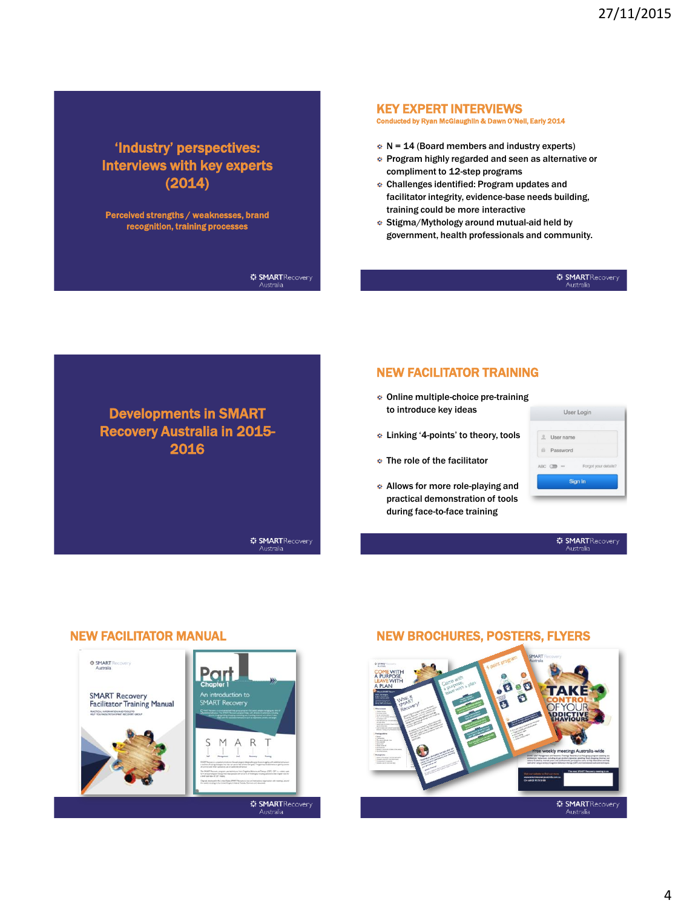## 'Industry' perspectives: Interviews with key experts (2014)

Perceived strengths / weaknesses, brand recognition, training processes

## KEY EXPERT INTERVIEWS

Conducted by Ryan McGlaughlin & Dawn O'Neil, Early 2014

- N = 14 (Board members and industry experts)
- Program highly regarded and seen as alternative or compliment to 12-step programs
- Challenges identified: Program updates and facilitator integrity, evidence-base needs building, training could be more interactive
- Stigma/Mythology around mutual-aid held by government, health professionals and community.

## Developments in SMART Recovery Australia in 2015-2016

## NEW FACILITATOR TRAINING

- Online multiple-choice pre-training to introduce key ideas
- Linking '4-points' to theory, tools
- The role of the facilitator
- Allows for more role-playing and practical demonstration of tools during face-to-face training

## NEW FACILITATOR MANUAL

## NEW BROCHURES, POSTERS, FLYERS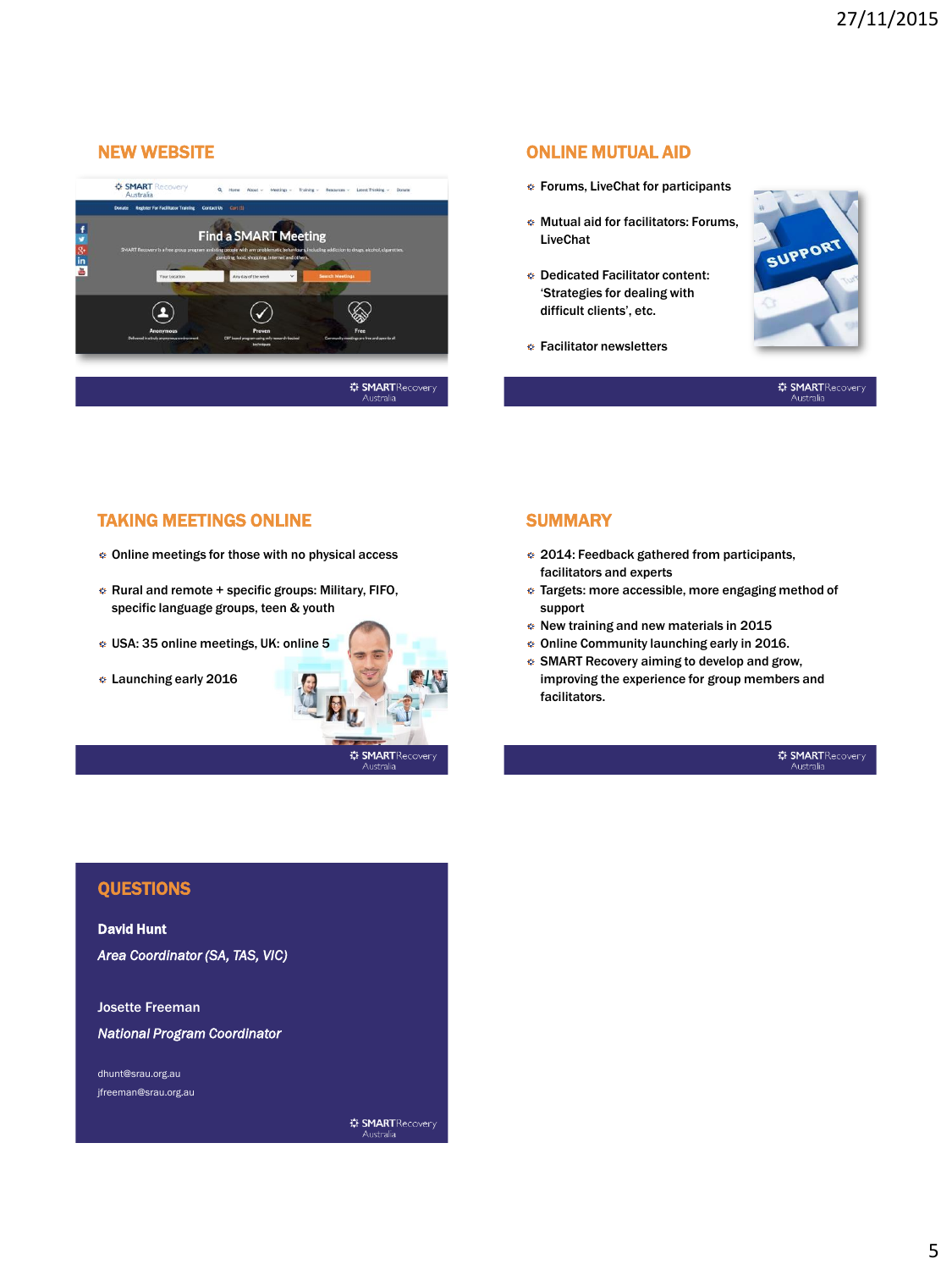## NEW WEBSITE

## ONLINE MUTUAL AID

- Forums, LiveChat for participants
- Mutual aid for facilitators: Forums, LiveChat
- Dedicated Facilitator content: 'Strategies for dealing with difficult clients', etc.
- Facilitator newsletters

## TAKING MEETINGS ONLINE

- Online meetings for those with no physical access
- Rural and remote + specific groups: Military, FIFO, specific language groups, teen & youth
- USA: 35 online meetings, UK: online 5
- Launching early 2016

## SUMMARY

- 2014: Feedback gathered from participants, facilitators and experts
- Targets: more accessible, more engaging method of support
- New training and new materials in 2015
- Online Community launching early in 2016.
- SMART Recovery aiming to develop and grow, improving the experience for group members and facilitators.

## QUESTIONS

**David Hunt**

*Area Coordinator (SA, TAS, VIC)*

Josette Freeman

*National Program Coordinator*

dhunt@srau.org.au

jfreeman@srau.org.au